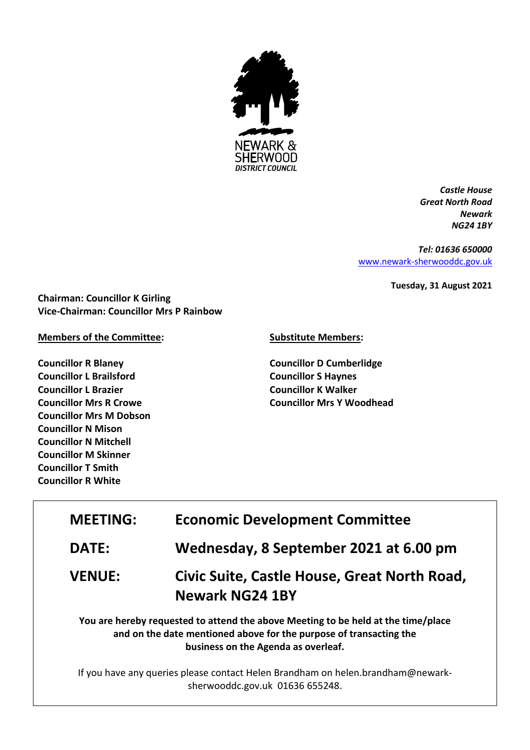NEWARK & SHERWOOD
*DISTRICT COUNCIL*

***Castle House***
***Great North Road***
***Newark***
***NG24 1BY***

***Tel: 01636 650000***
www.newark-sherwooddc.gov.uk

**Tuesday, 31 August 2021**

**Chairman: Councillor K Girling**
**Vice-Chairman: Councillor Mrs P Rainbow**

**Members of the Committee:**

**Councillor R Blaney**
**Councillor L Brailsford**
**Councillor L Brazier**
**Councillor Mrs R Crowe**
**Councillor Mrs M Dobson**
**Councillor N Mison**
**Councillor N Mitchell**
**Councillor M Skinner**
**Councillor T Smith**
**Councillor R White**

**Substitute Members:**

**Councillor D Cumberlidge**
**Councillor S Haynes**
**Councillor K Walker**
**Councillor Mrs Y Woodhead**

| | |
|---|---|
| **MEETING:** | **Economic Development Committee** |
| **DATE:** | **Wednesday, 8 September 2021 at 6.00 pm** |
| **VENUE:** | **Civic Suite, Castle House, Great North Road, Newark NG24 1BY** |

**You are hereby requested to attend the above Meeting to be held at the time/place and on the date mentioned above for the purpose of transacting the business on the Agenda as overleaf.**

If you have any queries please contact Helen Brandham on helen.brandham@newark-sherwooddc.gov.uk 01636 655248.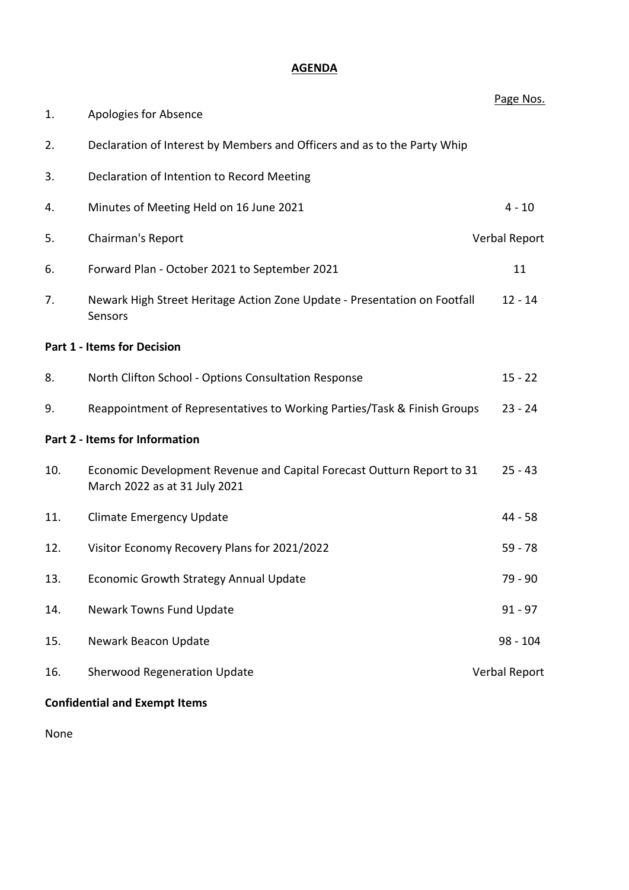# AGENDA

| | | Page Nos. |
|---|---|---|
| 1. | Apologies for Absence | |
| 2. | Declaration of Interest by Members and Officers and as to the Party Whip | |
| 3. | Declaration of Intention to Record Meeting | |
| 4. | Minutes of Meeting Held on 16 June 2021 | 4 - 10 |
| 5. | Chairman's Report | Verbal Report |
| 6. | Forward Plan - October 2021 to September 2021 | 11 |
| 7. | Newark High Street Heritage Action Zone Update - Presentation on Footfall Sensors | 12 - 14 |
| **Part 1 - Items for Decision** | | |
| 8. | North Clifton School - Options Consultation Response | 15 - 22 |
| 9. | Reappointment of Representatives to Working Parties/Task & Finish Groups | 23 - 24 |
| **Part 2 - Items for Information** | | |
| 10. | Economic Development Revenue and Capital Forecast Outturn Report to 31 March 2022 as at 31 July 2021 | 25 - 43 |
| 11. | Climate Emergency Update | 44 - 58 |
| 12. | Visitor Economy Recovery Plans for 2021/2022 | 59 - 78 |
| 13. | Economic Growth Strategy Annual Update | 79 - 90 |
| 14. | Newark Towns Fund Update | 91 - 97 |
| 15. | Newark Beacon Update | 98 - 104 |
| 16. | Sherwood Regeneration Update | Verbal Report |

**Confidential and Exempt Items**

None